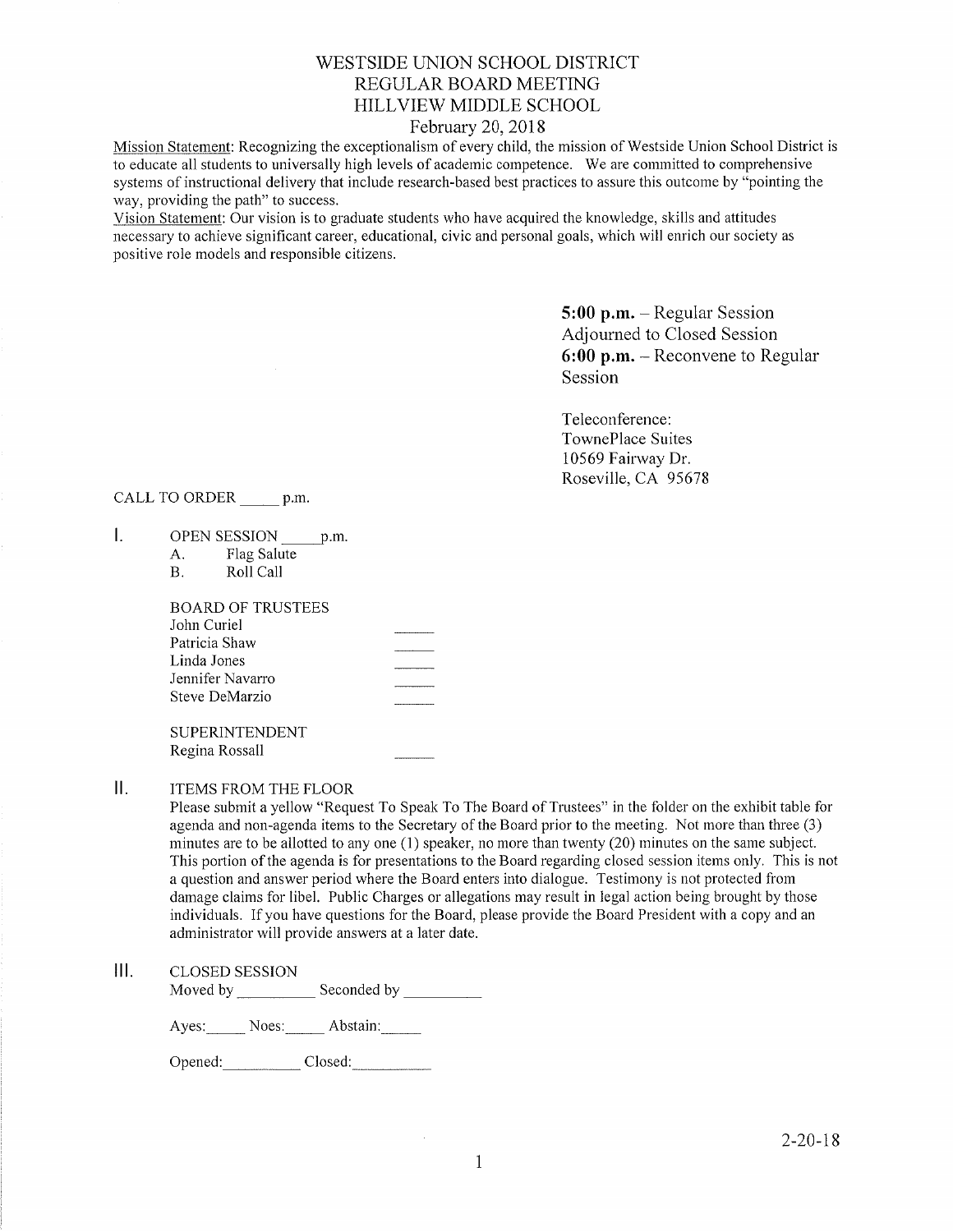# WESTSIDE UNION SCHOOL DISTRICT
# REGULAR BOARD MEETING
# HILLVIEW MIDDLE SCHOOL
## February 20, 2018

Mission Statement: Recognizing the exceptionalism of every child, the mission of Westside Union School District is to educate all students to universally high levels of academic competence. We are committed to comprehensive systems of instructional delivery that include research-based best practices to assure this outcome by "pointing the way, providing the path" to success.

Vision Statement: Our vision is to graduate students who have acquired the knowledge, skills and attitudes necessary to achieve significant career, educational, civic and personal goals, which will enrich our society as positive role models and responsible citizens.

**5:00 p.m.** – Regular Session Adjourned to Closed Session
**6:00 p.m.** – Reconvene to Regular Session

Teleconference:
TownePlace Suites
10569 Fairway Dr.
Roseville, CA 95678

CALL TO ORDER _____ p.m.

I. OPEN SESSION _____ p.m.
   A. Flag Salute
   B. Roll Call

   BOARD OF TRUSTEES
   John Curiel _____
   Patricia Shaw _____
   Linda Jones _____
   Jennifer Navarro _____
   Steve DeMarzio _____

   SUPERINTENDENT
   Regina Rossall _____

II. ITEMS FROM THE FLOOR

Please submit a yellow "Request To Speak To The Board of Trustees" in the folder on the exhibit table for agenda and non-agenda items to the Secretary of the Board prior to the meeting. Not more than three (3) minutes are to be allotted to any one (1) speaker, no more than twenty (20) minutes on the same subject. This portion of the agenda is for presentations to the Board regarding closed session items only. This is not a question and answer period where the Board enters into dialogue. Testimony is not protected from damage claims for libel. Public Charges or allegations may result in legal action being brought by those individuals. If you have questions for the Board, please provide the Board President with a copy and an administrator will provide answers at a later date.

III. CLOSED SESSION

Moved by __________ Seconded by __________

Ayes:_____ Noes:_____ Abstain:_____

Opened:__________ Closed:__________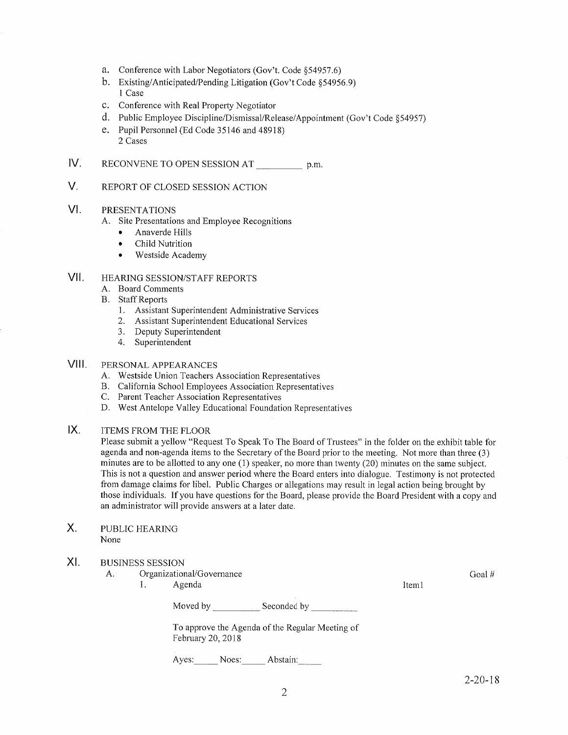a. Conference with Labor Negotiators (Gov't. Code §54957.6)
b. Existing/Anticipated/Pending Litigation (Gov't Code §54956.9)
   1 Case
c. Conference with Real Property Negotiator
d. Public Employee Discipline/Dismissal/Release/Appointment (Gov't Code §54957)
e. Pupil Personnel (Ed Code 35146 and 48918)
   2 Cases

IV. RECONVENE TO OPEN SESSION AT __________ p.m.

V. REPORT OF CLOSED SESSION ACTION

VI. PRESENTATIONS

A. Site Presentations and Employee Recognitions
   - Anaverde Hills
   - Child Nutrition
   - Westside Academy

VII. HEARING SESSION/STAFF REPORTS

A. Board Comments
B. Staff Reports
   1. Assistant Superintendent Administrative Services
   2. Assistant Superintendent Educational Services
   3. Deputy Superintendent
   4. Superintendent

VIII. PERSONAL APPEARANCES

A. Westside Union Teachers Association Representatives
B. California School Employees Association Representatives
C. Parent Teacher Association Representatives
D. West Antelope Valley Educational Foundation Representatives

IX. ITEMS FROM THE FLOOR

Please submit a yellow "Request To Speak To The Board of Trustees" in the folder on the exhibit table for agenda and non-agenda items to the Secretary of the Board prior to the meeting. Not more than three (3) minutes are to be allotted to any one (1) speaker, no more than twenty (20) minutes on the same subject. This is not a question and answer period where the Board enters into dialogue. Testimony is not protected from damage claims for libel. Public Charges or allegations may result in legal action being brought by those individuals. If you have questions for the Board, please provide the Board President with a copy and an administrator will provide answers at a later date.

X. PUBLIC HEARING

None

XI. BUSINESS SESSION

A. Organizational/Governance — Goal #

1. Agenda — Item1

Moved by __________ Seconded by __________

To approve the Agenda of the Regular Meeting of February 20, 2018

Ayes:_____ Noes:_____ Abstain:_____

2-20-18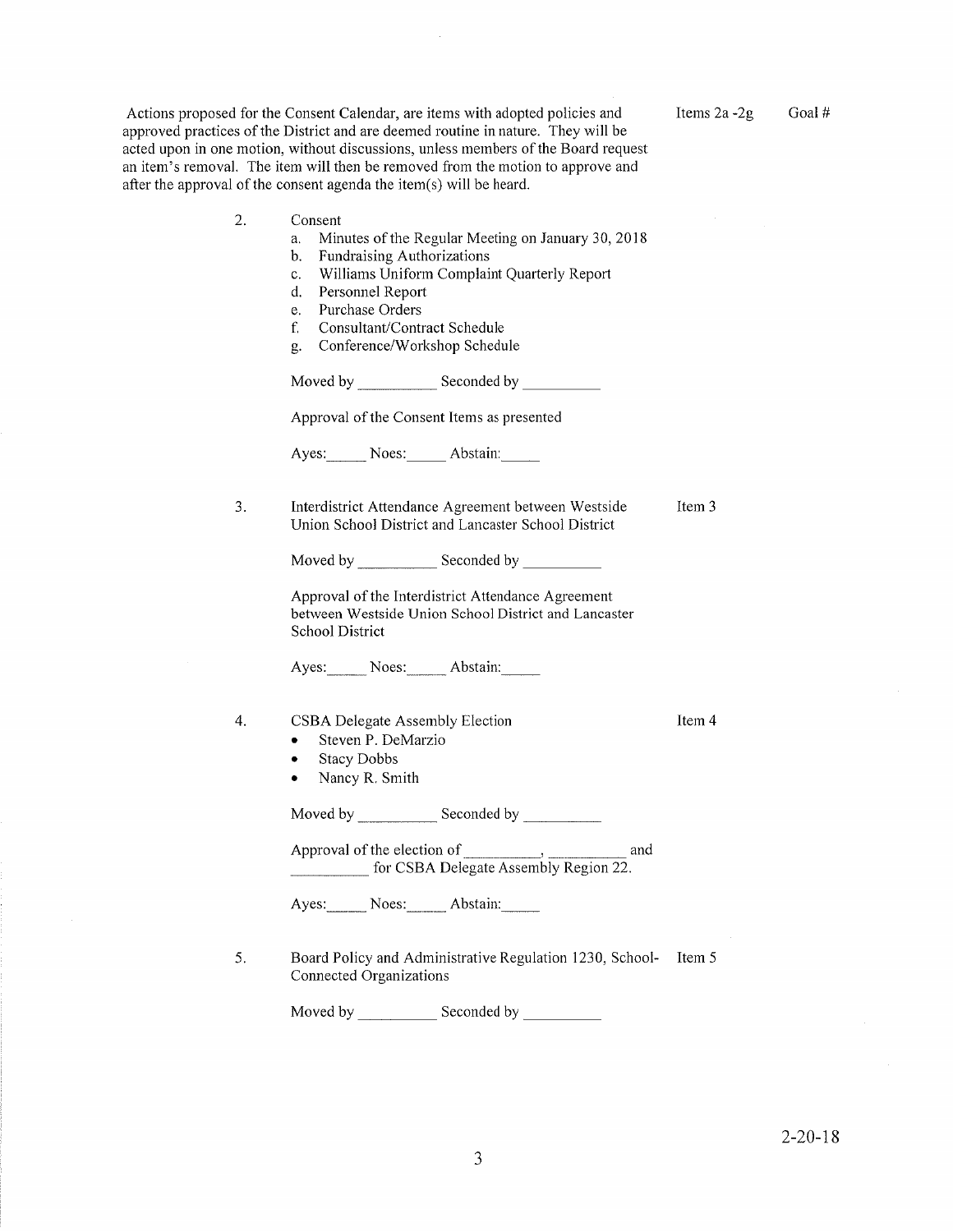Actions proposed for the Consent Calendar, are items with adopted policies and approved practices of the District and are deemed routine in nature. They will be acted upon in one motion, without discussions, unless members of the Board request an item's removal. The item will then be removed from the motion to approve and after the approval of the consent agenda the item(s) will be heard.

Items 2a -2g     Goal #

2. Consent
   a. Minutes of the Regular Meeting on January 30, 2018
   b. Fundraising Authorizations
   c. Williams Uniform Complaint Quarterly Report
   d. Personnel Report
   e. Purchase Orders
   f. Consultant/Contract Schedule
   g. Conference/Workshop Schedule

   Moved by __________ Seconded by __________

   Approval of the Consent Items as presented

   Ayes:_____ Noes:_____ Abstain:_____

3. Interdistrict Attendance Agreement between Westside Union School District and Lancaster School District     Item 3

   Moved by __________ Seconded by __________

   Approval of the Interdistrict Attendance Agreement between Westside Union School District and Lancaster School District

   Ayes:_____ Noes:_____ Abstain:_____

4. CSBA Delegate Assembly Election     Item 4
   - Steven P. DeMarzio
   - Stacy Dobbs
   - Nancy R. Smith

   Moved by __________ Seconded by __________

   Approval of the election of __________, __________ and __________ for CSBA Delegate Assembly Region 22.

   Ayes:_____ Noes:_____ Abstain:_____

5. Board Policy and Administrative Regulation 1230, School-Connected Organizations     Item 5

   Moved by __________ Seconded by __________

2-20-18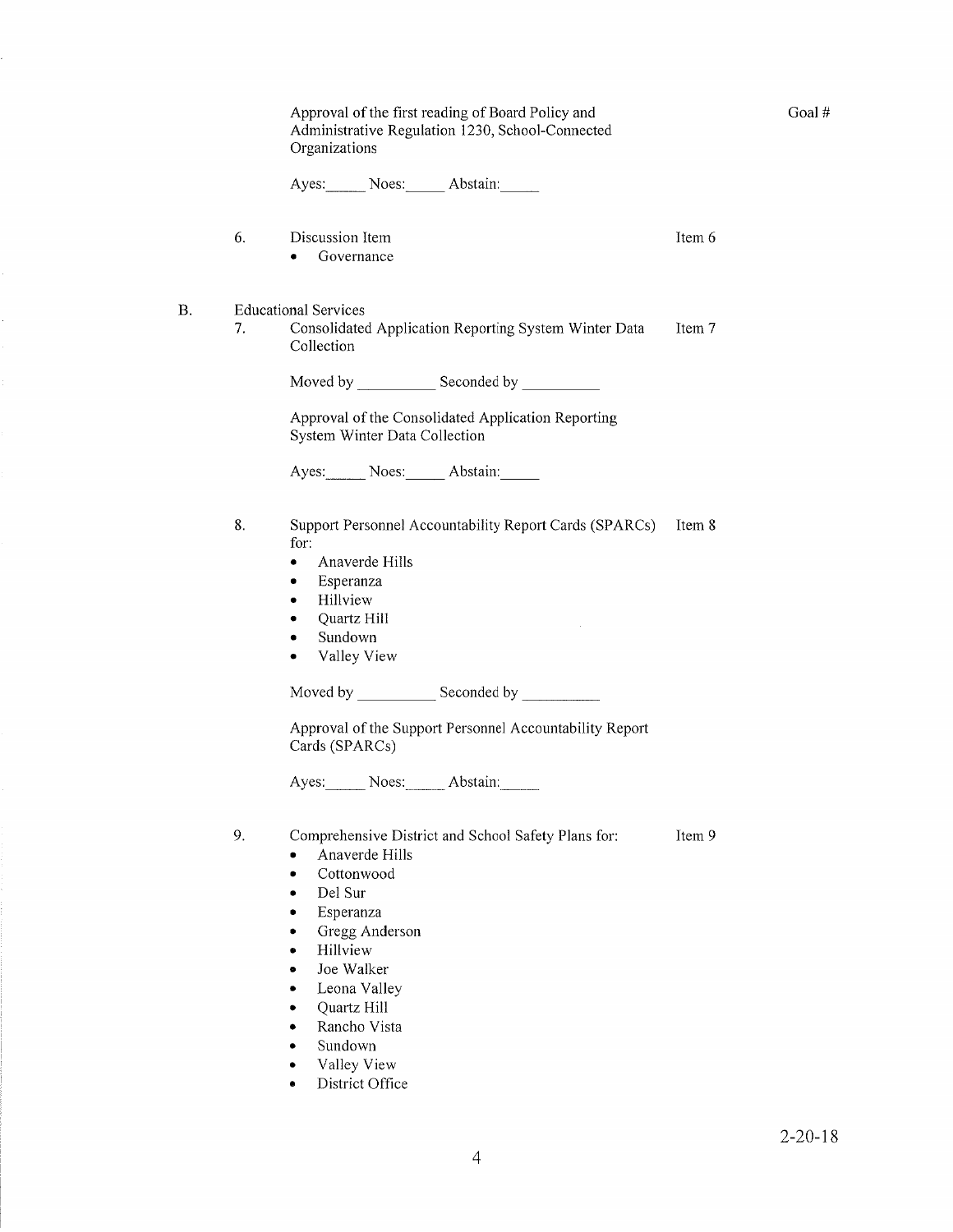Approval of the first reading of Board Policy and Administrative Regulation 1230, School-Connected Organizations

Goal #

Ayes:_____ Noes:_____ Abstain:_____

6. Discussion Item — Item 6
   - Governance

B. Educational Services

7. Consolidated Application Reporting System Winter Data Collection — Item 7

   Moved by __________ Seconded by __________

   Approval of the Consolidated Application Reporting System Winter Data Collection

   Ayes:_____ Noes:_____ Abstain:_____

8. Support Personnel Accountability Report Cards (SPARCs) for: — Item 8
   - Anaverde Hills
   - Esperanza
   - Hillview
   - Quartz Hill
   - Sundown
   - Valley View

   Moved by __________ Seconded by __________

   Approval of the Support Personnel Accountability Report Cards (SPARCs)

   Ayes:_____ Noes:_____ Abstain:_____

9. Comprehensive District and School Safety Plans for: — Item 9
   - Anaverde Hills
   - Cottonwood
   - Del Sur
   - Esperanza
   - Gregg Anderson
   - Hillview
   - Joe Walker
   - Leona Valley
   - Quartz Hill
   - Rancho Vista
   - Sundown
   - Valley View
   - District Office

2-20-18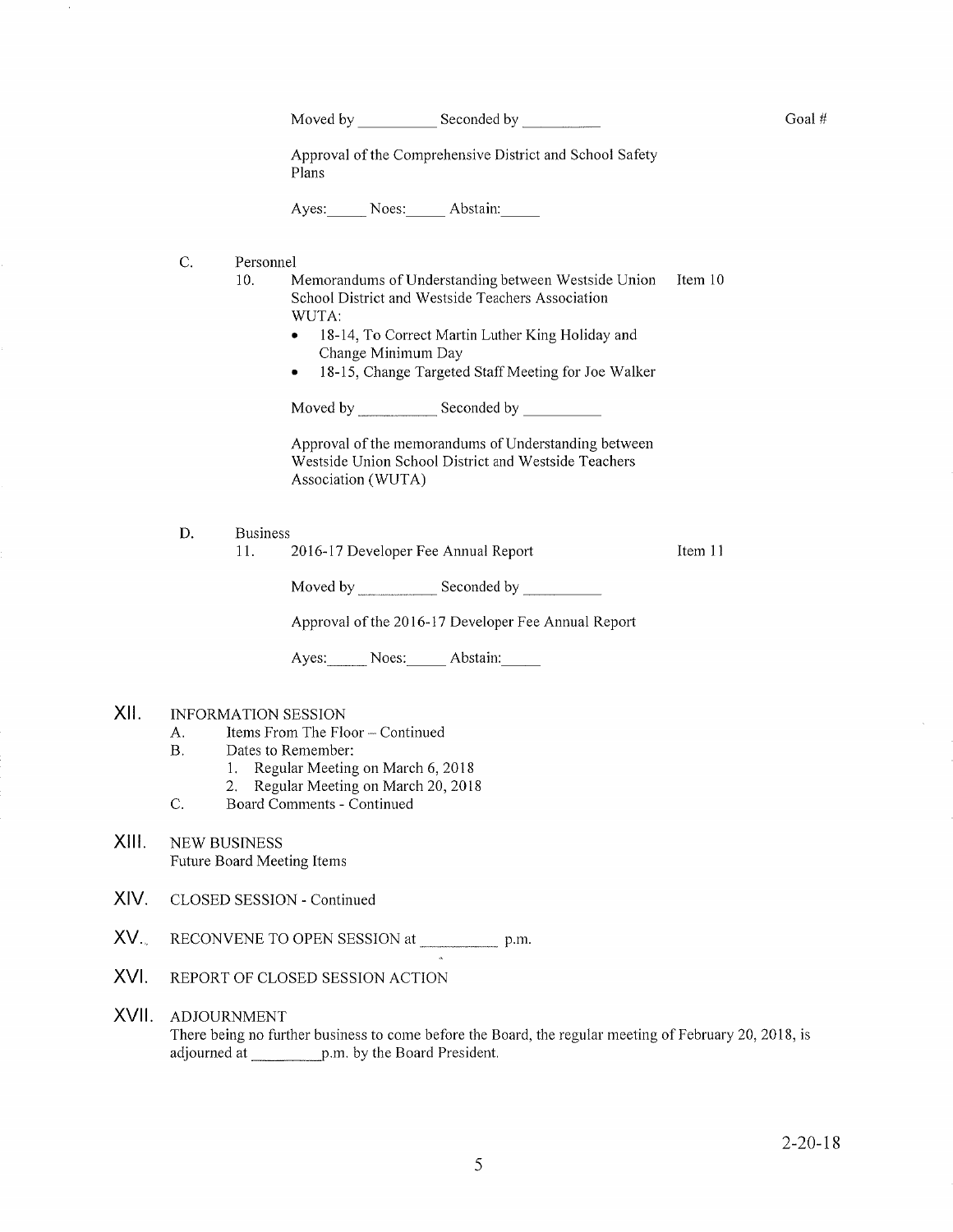Moved by __________ Seconded by __________ Goal #

Approval of the Comprehensive District and School Safety Plans

Ayes:_____ Noes:_____ Abstain:_____

C. Personnel

10. Memorandums of Understanding between Westside Union School District and Westside Teachers Association WUTA: Item 10
    - 18-14, To Correct Martin Luther King Holiday and Change Minimum Day
    - 18-15, Change Targeted Staff Meeting for Joe Walker

Moved by __________ Seconded by __________

Approval of the memorandums of Understanding between Westside Union School District and Westside Teachers Association (WUTA)

D. Business

11. 2016-17 Developer Fee Annual Report Item 11

Moved by __________ Seconded by __________

Approval of the 2016-17 Developer Fee Annual Report

Ayes:_____ Noes:_____ Abstain:_____

XII. INFORMATION SESSION

A. Items From The Floor – Continued

B. Dates to Remember:

1. Regular Meeting on March 6, 2018
2. Regular Meeting on March 20, 2018

C. Board Comments - Continued

XIII. NEW BUSINESS

Future Board Meeting Items

XIV. CLOSED SESSION - Continued

XV. RECONVENE TO OPEN SESSION at __________ p.m.

XVI. REPORT OF CLOSED SESSION ACTION

XVII. ADJOURNMENT

There being no further business to come before the Board, the regular meeting of February 20, 2018, is adjourned at _________p.m. by the Board President.

2-20-18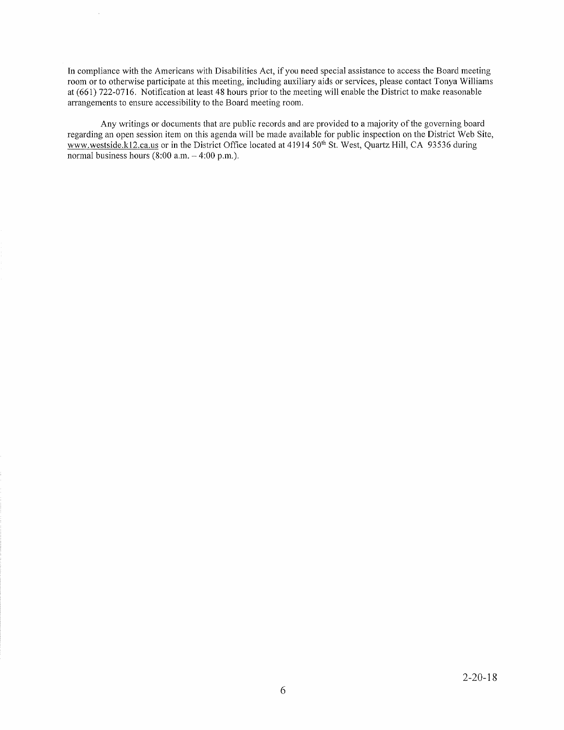In compliance with the Americans with Disabilities Act, if you need special assistance to access the Board meeting room or to otherwise participate at this meeting, including auxiliary aids or services, please contact Tonya Williams at (661) 722-0716. Notification at least 48 hours prior to the meeting will enable the District to make reasonable arrangements to ensure accessibility to the Board meeting room.

Any writings or documents that are public records and are provided to a majority of the governing board regarding an open session item on this agenda will be made available for public inspection on the District Web Site, www.westside.k12.ca.us or in the District Office located at 41914 50th St. West, Quartz Hill, CA 93536 during normal business hours (8:00 a.m. – 4:00 p.m.).

2-20-18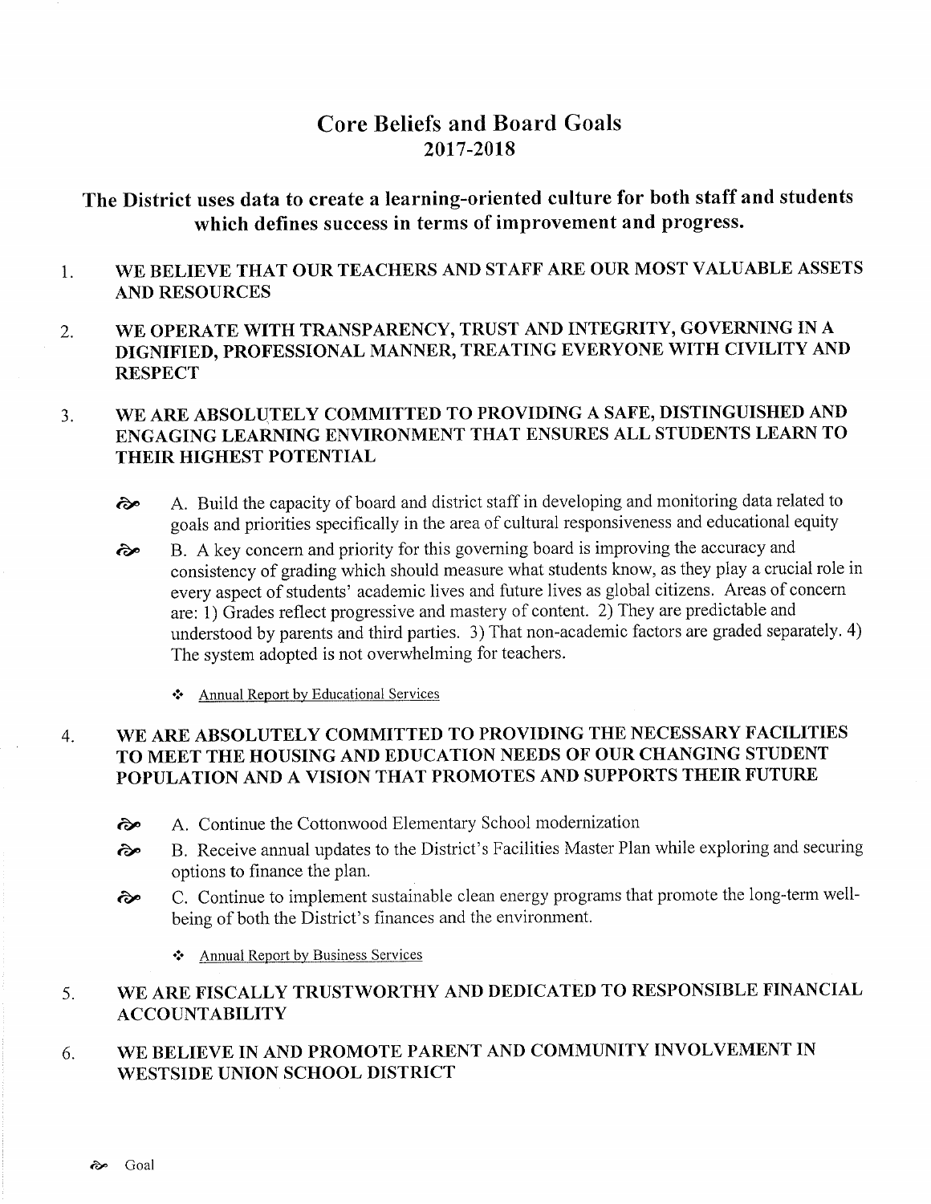# Core Beliefs and Board Goals
## 2017-2018

### The District uses data to create a learning-oriented culture for both staff and students which defines success in terms of improvement and progress.

1. **WE BELIEVE THAT OUR TEACHERS AND STAFF ARE OUR MOST VALUABLE ASSETS AND RESOURCES**

2. **WE OPERATE WITH TRANSPARENCY, TRUST AND INTEGRITY, GOVERNING IN A DIGNIFIED, PROFESSIONAL MANNER, TREATING EVERYONE WITH CIVILITY AND RESPECT**

3. **WE ARE ABSOLUTELY COMMITTED TO PROVIDING A SAFE, DISTINGUISHED AND ENGAGING LEARNING ENVIRONMENT THAT ENSURES ALL STUDENTS LEARN TO THEIR HIGHEST POTENTIAL**

   - ⚘ A. Build the capacity of board and district staff in developing and monitoring data related to goals and priorities specifically in the area of cultural responsiveness and educational equity
   - ⚘ B. A key concern and priority for this governing board is improving the accuracy and consistency of grading which should measure what students know, as they play a crucial role in every aspect of students' academic lives and future lives as global citizens. Areas of concern are: 1) Grades reflect progressive and mastery of content. 2) They are predictable and understood by parents and third parties. 3) That non-academic factors are graded separately. 4) The system adopted is not overwhelming for teachers.

     - ❖ Annual Report by Educational Services

4. **WE ARE ABSOLUTELY COMMITTED TO PROVIDING THE NECESSARY FACILITIES TO MEET THE HOUSING AND EDUCATION NEEDS OF OUR CHANGING STUDENT POPULATION AND A VISION THAT PROMOTES AND SUPPORTS THEIR FUTURE**

   - ⚘ A. Continue the Cottonwood Elementary School modernization
   - ⚘ B. Receive annual updates to the District's Facilities Master Plan while exploring and securing options to finance the plan.
   - ⚘ C. Continue to implement sustainable clean energy programs that promote the long-term well-being of both the District's finances and the environment.

     - ❖ Annual Report by Business Services

5. **WE ARE FISCALLY TRUSTWORTHY AND DEDICATED TO RESPONSIBLE FINANCIAL ACCOUNTABILITY**

6. **WE BELIEVE IN AND PROMOTE PARENT AND COMMUNITY INVOLVEMENT IN WESTSIDE UNION SCHOOL DISTRICT**

⚘ Goal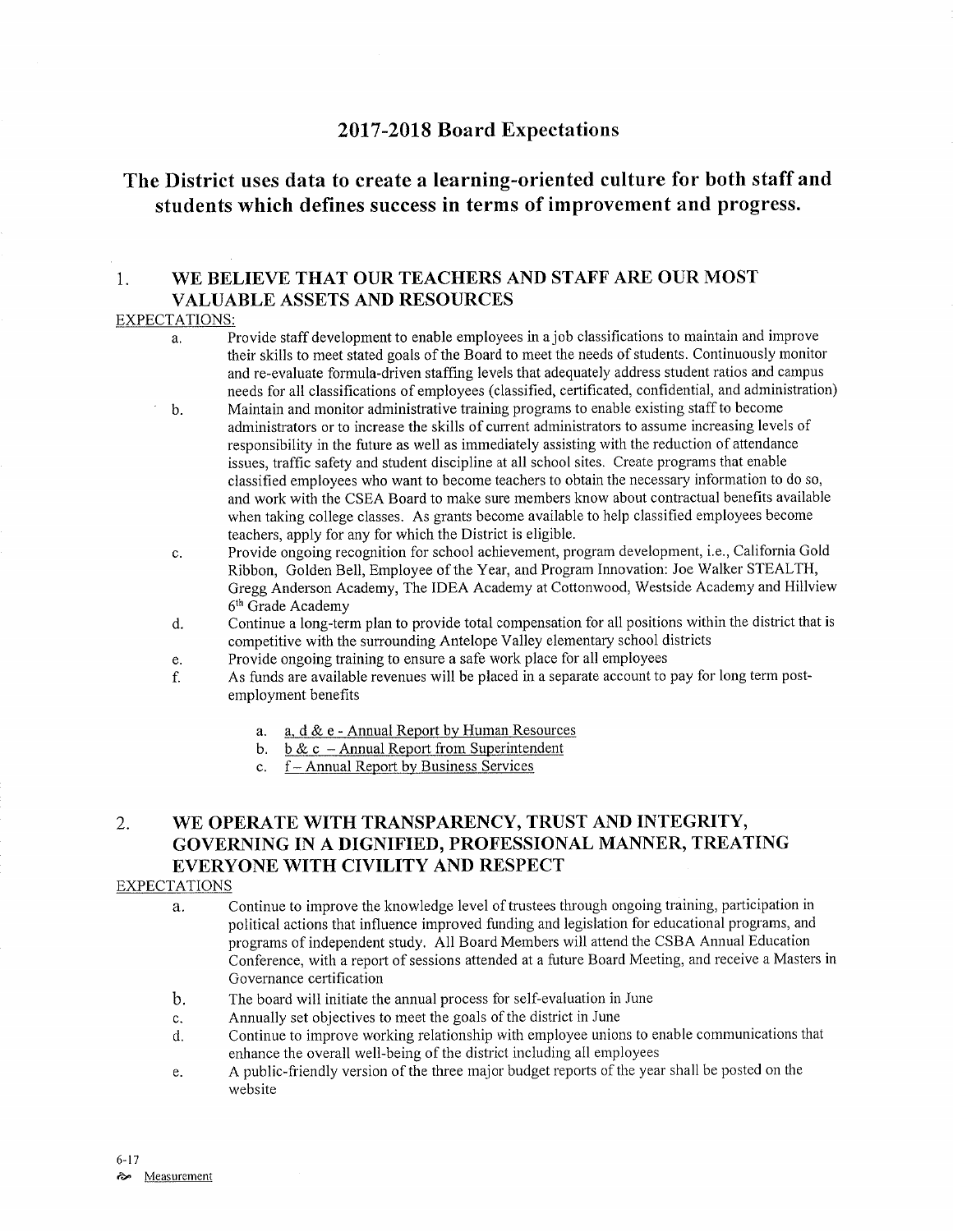## 2017-2018 Board Expectations

## The District uses data to create a learning-oriented culture for both staff and students which defines success in terms of improvement and progress.

### 1. WE BELIEVE THAT OUR TEACHERS AND STAFF ARE OUR MOST VALUABLE ASSETS AND RESOURCES

EXPECTATIONS:

a. Provide staff development to enable employees in a job classifications to maintain and improve their skills to meet stated goals of the Board to meet the needs of students. Continuously monitor and re-evaluate formula-driven staffing levels that adequately address student ratios and campus needs for all classifications of employees (classified, certificated, confidential, and administration)

b. Maintain and monitor administrative training programs to enable existing staff to become administrators or to increase the skills of current administrators to assume increasing levels of responsibility in the future as well as immediately assisting with the reduction of attendance issues, traffic safety and student discipline at all school sites. Create programs that enable classified employees who want to become teachers to obtain the necessary information to do so, and work with the CSEA Board to make sure members know about contractual benefits available when taking college classes. As grants become available to help classified employees become teachers, apply for any for which the District is eligible.

c. Provide ongoing recognition for school achievement, program development, i.e., California Gold Ribbon, Golden Bell, Employee of the Year, and Program Innovation: Joe Walker STEALTH, Gregg Anderson Academy, The IDEA Academy at Cottonwood, Westside Academy and Hillview 6th Grade Academy

d. Continue a long-term plan to provide total compensation for all positions within the district that is competitive with the surrounding Antelope Valley elementary school districts

e. Provide ongoing training to ensure a safe work place for all employees

f. As funds are available revenues will be placed in a separate account to pay for long term post-employment benefits

   a. a, d & e - Annual Report by Human Resources
   b. b & c – Annual Report from Superintendent
   c. f – Annual Report by Business Services

### 2. WE OPERATE WITH TRANSPARENCY, TRUST AND INTEGRITY, GOVERNING IN A DIGNIFIED, PROFESSIONAL MANNER, TREATING EVERYONE WITH CIVILITY AND RESPECT

EXPECTATIONS

a. Continue to improve the knowledge level of trustees through ongoing training, participation in political actions that influence improved funding and legislation for educational programs, and programs of independent study. All Board Members will attend the CSBA Annual Education Conference, with a report of sessions attended at a future Board Meeting, and receive a Masters in Governance certification

b. The board will initiate the annual process for self-evaluation in June

c. Annually set objectives to meet the goals of the district in June

d. Continue to improve working relationship with employee unions to enable communications that enhance the overall well-being of the district including all employees

e. A public-friendly version of the three major budget reports of the year shall be posted on the website

6-17

Measurement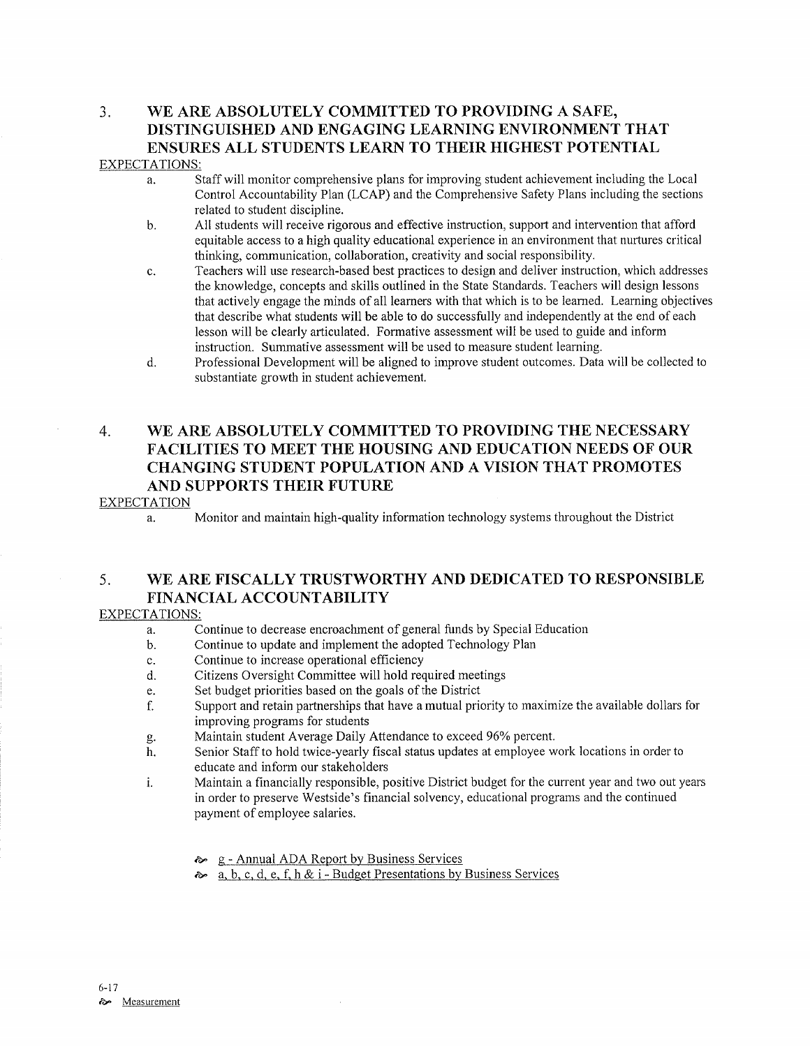## 3. WE ARE ABSOLUTELY COMMITTED TO PROVIDING A SAFE, DISTINGUISHED AND ENGAGING LEARNING ENVIRONMENT THAT ENSURES ALL STUDENTS LEARN TO THEIR HIGHEST POTENTIAL

EXPECTATIONS:

a. Staff will monitor comprehensive plans for improving student achievement including the Local Control Accountability Plan (LCAP) and the Comprehensive Safety Plans including the sections related to student discipline.

b. All students will receive rigorous and effective instruction, support and intervention that afford equitable access to a high quality educational experience in an environment that nurtures critical thinking, communication, collaboration, creativity and social responsibility.

c. Teachers will use research-based best practices to design and deliver instruction, which addresses the knowledge, concepts and skills outlined in the State Standards. Teachers will design lessons that actively engage the minds of all learners with that which is to be learned. Learning objectives that describe what students will be able to do successfully and independently at the end of each lesson will be clearly articulated. Formative assessment will be used to guide and inform instruction. Summative assessment will be used to measure student learning.

d. Professional Development will be aligned to improve student outcomes. Data will be collected to substantiate growth in student achievement.

## 4. WE ARE ABSOLUTELY COMMITTED TO PROVIDING THE NECESSARY FACILITIES TO MEET THE HOUSING AND EDUCATION NEEDS OF OUR CHANGING STUDENT POPULATION AND A VISION THAT PROMOTES AND SUPPORTS THEIR FUTURE

EXPECTATION

a. Monitor and maintain high-quality information technology systems throughout the District

## 5. WE ARE FISCALLY TRUSTWORTHY AND DEDICATED TO RESPONSIBLE FINANCIAL ACCOUNTABILITY

EXPECTATIONS:

a. Continue to decrease encroachment of general funds by Special Education

b. Continue to update and implement the adopted Technology Plan

c. Continue to increase operational efficiency

d. Citizens Oversight Committee will hold required meetings

e. Set budget priorities based on the goals of the District

f. Support and retain partnerships that have a mutual priority to maximize the available dollars for improving programs for students

g. Maintain student Average Daily Attendance to exceed 96% percent.

h. Senior Staff to hold twice-yearly fiscal status updates at employee work locations in order to educate and inform our stakeholders

i. Maintain a financially responsible, positive District budget for the current year and two out years in order to preserve Westside's financial solvency, educational programs and the continued payment of employee salaries.

- g - Annual ADA Report by Business Services
- a, b, c, d, e, f, h & i - Budget Presentations by Business Services

6-17

Measurement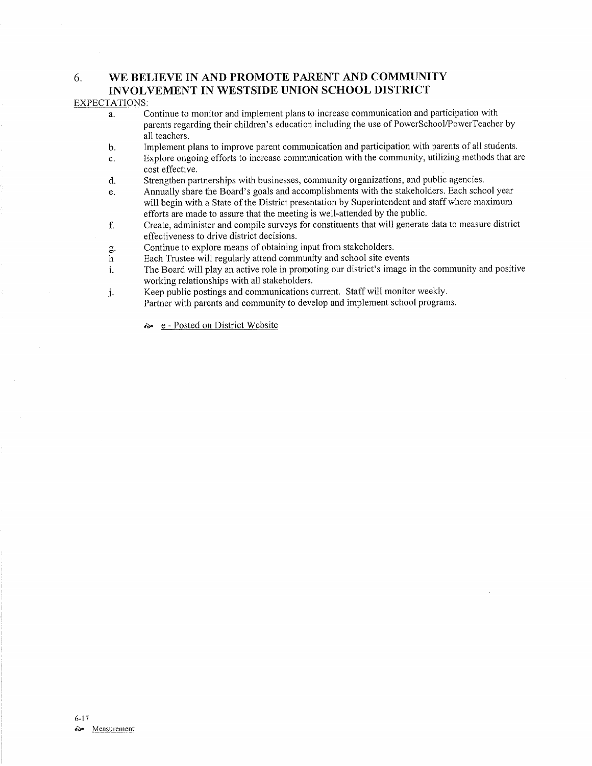## 6. WE BELIEVE IN AND PROMOTE PARENT AND COMMUNITY INVOLVEMENT IN WESTSIDE UNION SCHOOL DISTRICT

EXPECTATIONS:

a. Continue to monitor and implement plans to increase communication and participation with parents regarding their children's education including the use of PowerSchool/PowerTeacher by all teachers.

b. Implement plans to improve parent communication and participation with parents of all students.

c. Explore ongoing efforts to increase communication with the community, utilizing methods that are cost effective.

d. Strengthen partnerships with businesses, community organizations, and public agencies.

e. Annually share the Board's goals and accomplishments with the stakeholders. Each school year will begin with a State of the District presentation by Superintendent and staff where maximum efforts are made to assure that the meeting is well-attended by the public.

f. Create, administer and compile surveys for constituents that will generate data to measure district effectiveness to drive district decisions.

g. Continue to explore means of obtaining input from stakeholders.

h Each Trustee will regularly attend community and school site events

i. The Board will play an active role in promoting our district's image in the community and positive working relationships with all stakeholders.

j. Keep public postings and communications current. Staff will monitor weekly.
Partner with parents and community to develop and implement school programs.

 e - Posted on District Website

6-17

 Measurement